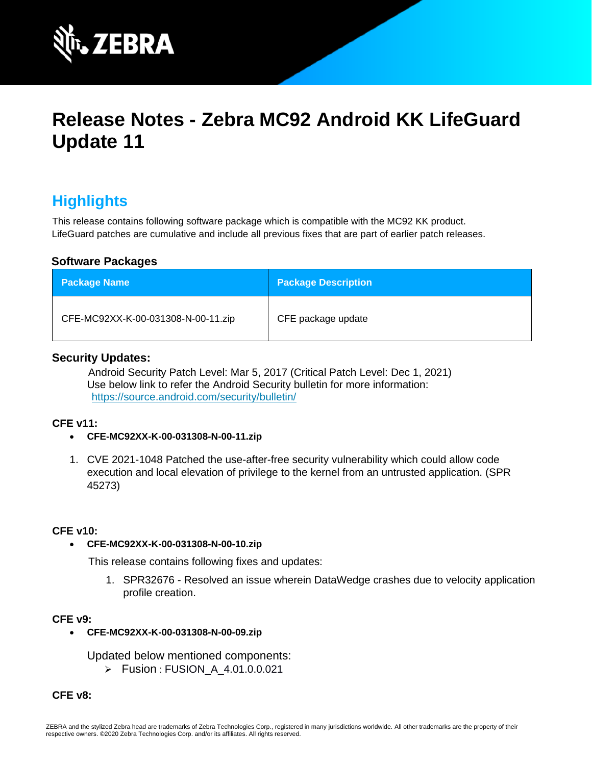# Release Notes - Zebra MC92 Android KK LifeGuard Update 11

## Highlights

This release contains following software package which is compatible with the MC92 KK product.
LifeGuard patches are cumulative and include all previous fixes that are part of earlier patch releases.

### Software Packages

| Package Name | Package Description |
|---|---|
| CFE-MC92XX-K-00-031308-N-00-11.zip | CFE package update |

### Security Updates:

Android Security Patch Level: Mar 5, 2017 (Critical Patch Level: Dec 1, 2021)
Use below link to refer the Android Security bulletin for more information:
https://source.android.com/security/bulletin/

**CFE v11:**

- **CFE-MC92XX-K-00-031308-N-00-11.zip**

1. CVE 2021-1048 Patched the use-after-free security vulnerability which could allow code execution and local elevation of privilege to the kernel from an untrusted application. (SPR 45273)

**CFE v10:**

- **CFE-MC92XX-K-00-031308-N-00-10.zip**

  This release contains following fixes and updates:

  1. SPR32676 - Resolved an issue wherein DataWedge crashes due to velocity application profile creation.

**CFE v9:**

- **CFE-MC92XX-K-00-031308-N-00-09.zip**

  Updated below mentioned components:
  - Fusion : FUSION_A_4.01.0.0.021

**CFE v8:**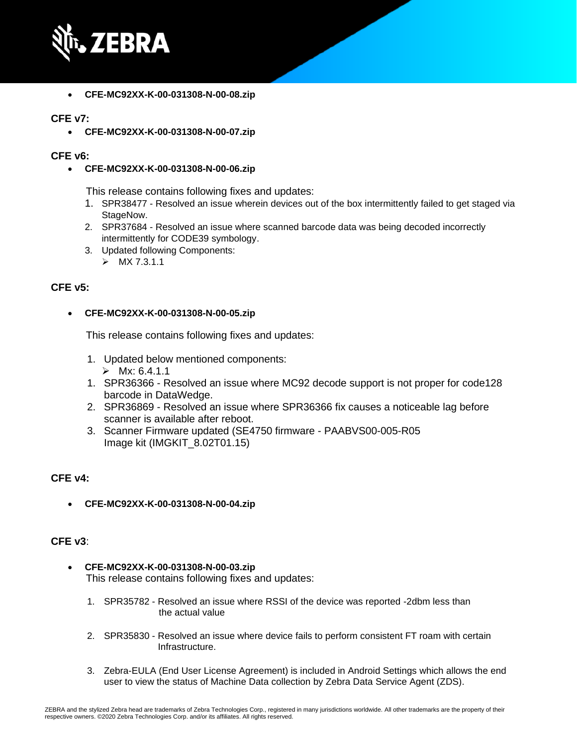- **CFE-MC92XX-K-00-031308-N-00-08.zip**

**CFE v7:**

- **CFE-MC92XX-K-00-031308-N-00-07.zip**

**CFE v6:**

- **CFE-MC92XX-K-00-031308-N-00-06.zip**

  This release contains following fixes and updates:

  1. SPR38477 - Resolved an issue wherein devices out of the box intermittently failed to get staged via StageNow.
  2. SPR37684 - Resolved an issue where scanned barcode data was being decoded incorrectly intermittently for CODE39 symbology.
  3. Updated following Components:
     - MX 7.3.1.1

**CFE v5:**

- **CFE-MC92XX-K-00-031308-N-00-05.zip**

  This release contains following fixes and updates:

  1. Updated below mentioned components:
     - Mx: 6.4.1.1
  1. SPR36366 - Resolved an issue where MC92 decode support is not proper for code128 barcode in DataWedge.
  2. SPR36869 - Resolved an issue where SPR36366 fix causes a noticeable lag before scanner is available after reboot.
  3. Scanner Firmware updated (SE4750 firmware - PAABVS00-005-R05
     Image kit (IMGKIT_8.02T01.15)

**CFE v4:**

- **CFE-MC92XX-K-00-031308-N-00-04.zip**

**CFE v3**:

- **CFE-MC92XX-K-00-031308-N-00-03.zip**
  This release contains following fixes and updates:

  1. SPR35782 - Resolved an issue where RSSI of the device was reported -2dbm less than the actual value
  2. SPR35830 - Resolved an issue where device fails to perform consistent FT roam with certain Infrastructure.
  3. Zebra-EULA (End User License Agreement) is included in Android Settings which allows the end user to view the status of Machine Data collection by Zebra Data Service Agent (ZDS).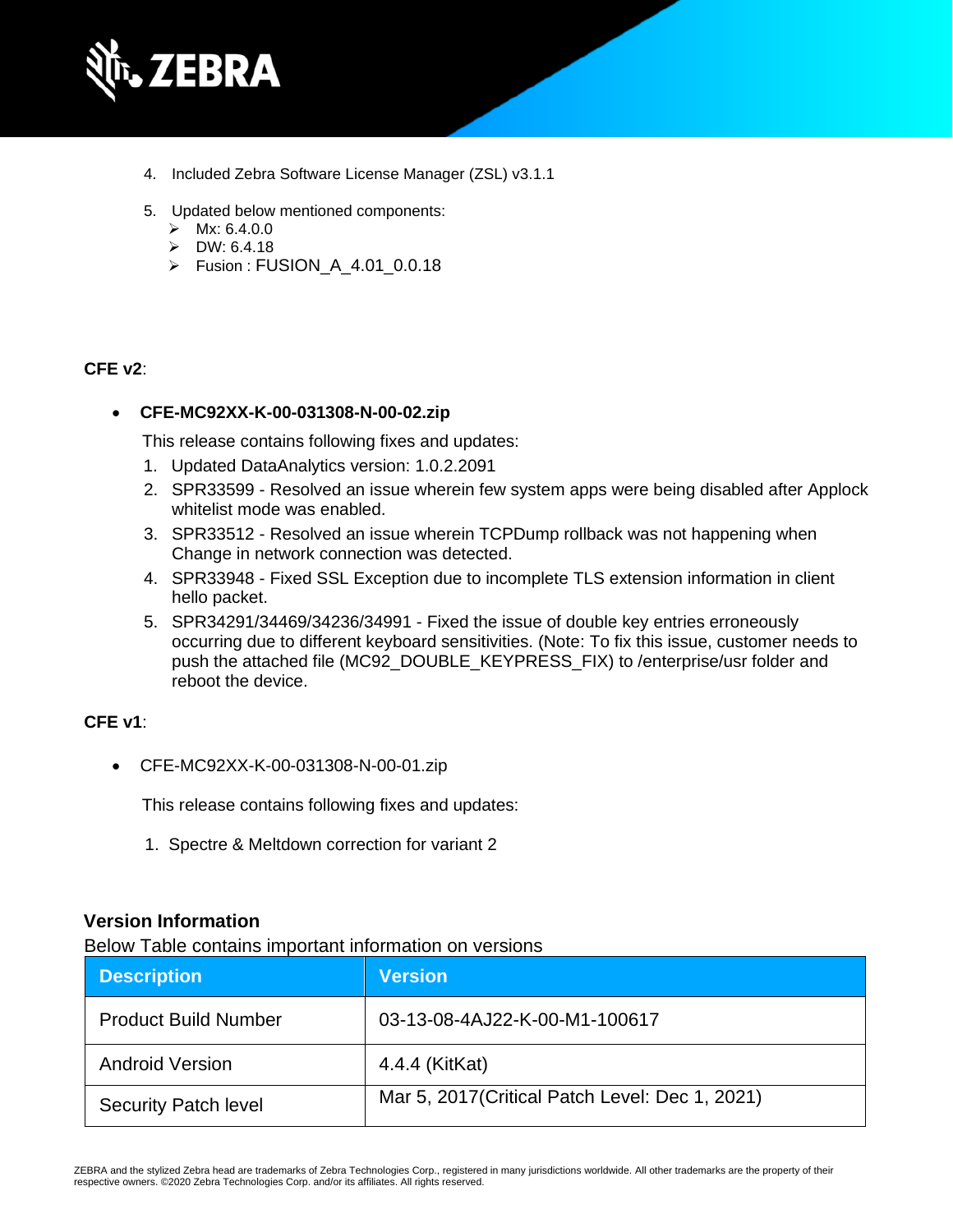4. Included Zebra Software License Manager (ZSL) v3.1.1

5. Updated below mentioned components:
   - Mx: 6.4.0.0
   - DW: 6.4.18
   - Fusion : FUSION_A_4.01_0.0.18

**CFE v2**:

- **CFE-MC92XX-K-00-031308-N-00-02.zip**

  This release contains following fixes and updates:

  1. Updated DataAnalytics version: 1.0.2.2091
  2. SPR33599 - Resolved an issue wherein few system apps were being disabled after Applock whitelist mode was enabled.
  3. SPR33512 - Resolved an issue wherein TCPDump rollback was not happening when Change in network connection was detected.
  4. SPR33948 - Fixed SSL Exception due to incomplete TLS extension information in client hello packet.
  5. SPR34291/34469/34236/34991 - Fixed the issue of double key entries erroneously occurring due to different keyboard sensitivities. (Note: To fix this issue, customer needs to push the attached file (MC92_DOUBLE_KEYPRESS_FIX) to /enterprise/usr folder and reboot the device.

**CFE v1**:

- CFE-MC92XX-K-00-031308-N-00-01.zip

  This release contains following fixes and updates:

  1. Spectre & Meltdown correction for variant 2

## Version Information

Below Table contains important information on versions

| Description | Version |
|---|---|
| Product Build Number | 03-13-08-4AJ22-K-00-M1-100617 |
| Android Version | 4.4.4 (KitKat) |
| Security Patch level | Mar 5, 2017(Critical Patch Level: Dec 1, 2021) |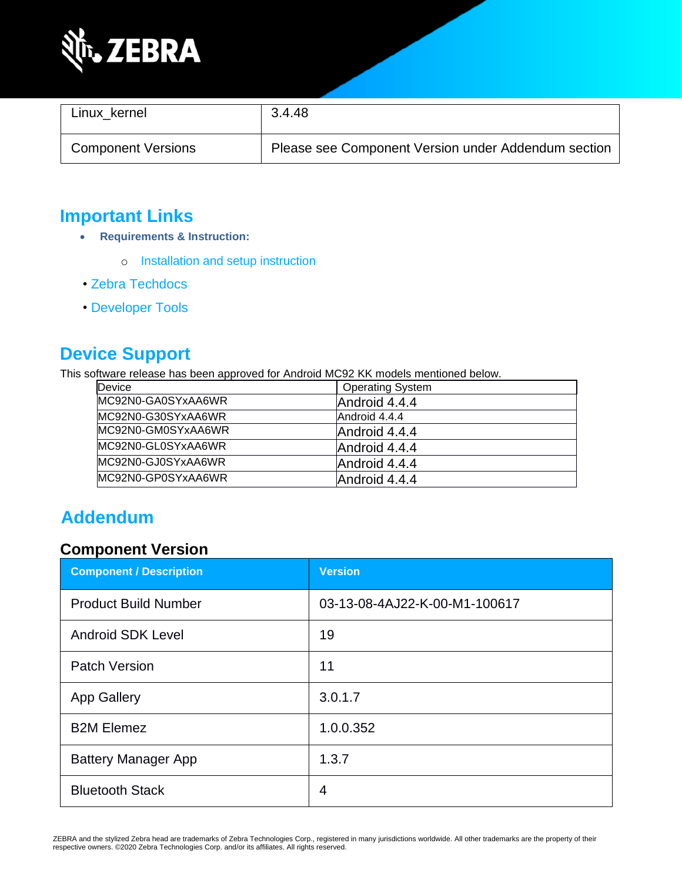| Linux_kernel | 3.4.48 |
|---|---|
| Component Versions | Please see Component Version under Addendum section |

## Important Links

- **Requirements & Instruction:**
  - Installation and setup instruction
- Zebra Techdocs
- Developer Tools

## Device Support

This software release has been approved for Android MC92 KK models mentioned below.

| Device | Operating System |
|---|---|
| MC92N0-GA0SYxAA6WR | Android 4.4.4 |
| MC92N0-G30SYxAA6WR | Android 4.4.4 |
| MC92N0-GM0SYxAA6WR | Android 4.4.4 |
| MC92N0-GL0SYxAA6WR | Android 4.4.4 |
| MC92N0-GJ0SYxAA6WR | Android 4.4.4 |
| MC92N0-GP0SYxAA6WR | Android 4.4.4 |

## Addendum

### Component Version

| Component / Description | Version |
|---|---|
| Product Build Number | 03-13-08-4AJ22-K-00-M1-100617 |
| Android SDK Level | 19 |
| Patch Version | 11 |
| App Gallery | 3.0.1.7 |
| B2M Elemez | 1.0.0.352 |
| Battery Manager App | 1.3.7 |
| Bluetooth Stack | 4 |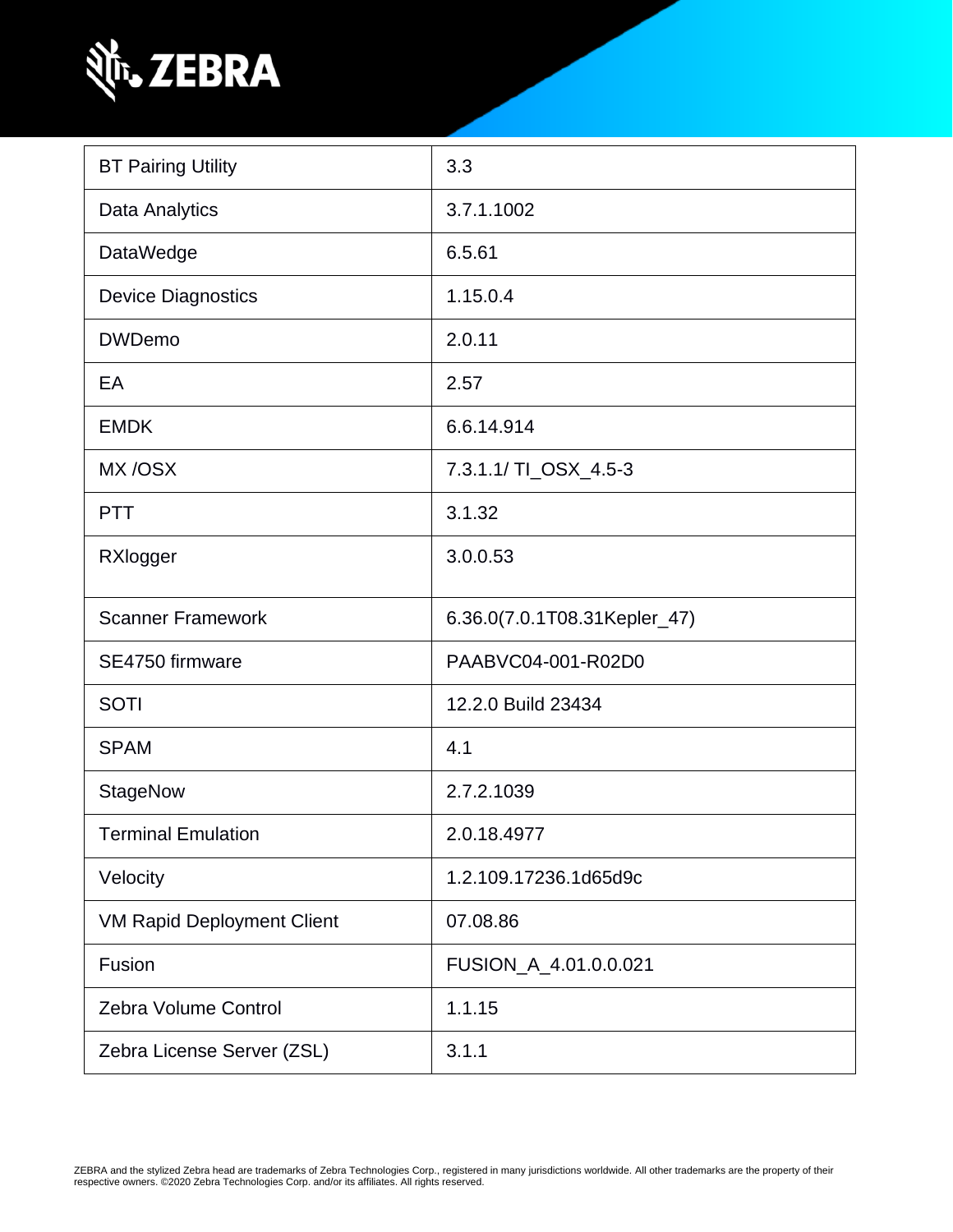| BT Pairing Utility | 3.3 |
|---|---|
| Data Analytics | 3.7.1.1002 |
| DataWedge | 6.5.61 |
| Device Diagnostics | 1.15.0.4 |
| DWDemo | 2.0.11 |
| EA | 2.57 |
| EMDK | 6.6.14.914 |
| MX /OSX | 7.3.1.1/ TI_OSX_4.5-3 |
| PTT | 3.1.32 |
| RXlogger | 3.0.0.53 |
| Scanner Framework | 6.36.0(7.0.1T08.31Kepler_47) |
| SE4750 firmware | PAABVC04-001-R02D0 |
| SOTI | 12.2.0 Build 23434 |
| SPAM | 4.1 |
| StageNow | 2.7.2.1039 |
| Terminal Emulation | 2.0.18.4977 |
| Velocity | 1.2.109.17236.1d65d9c |
| VM Rapid Deployment Client | 07.08.86 |
| Fusion | FUSION_A_4.01.0.0.021 |
| Zebra Volume Control | 1.1.15 |
| Zebra License Server (ZSL) | 3.1.1 |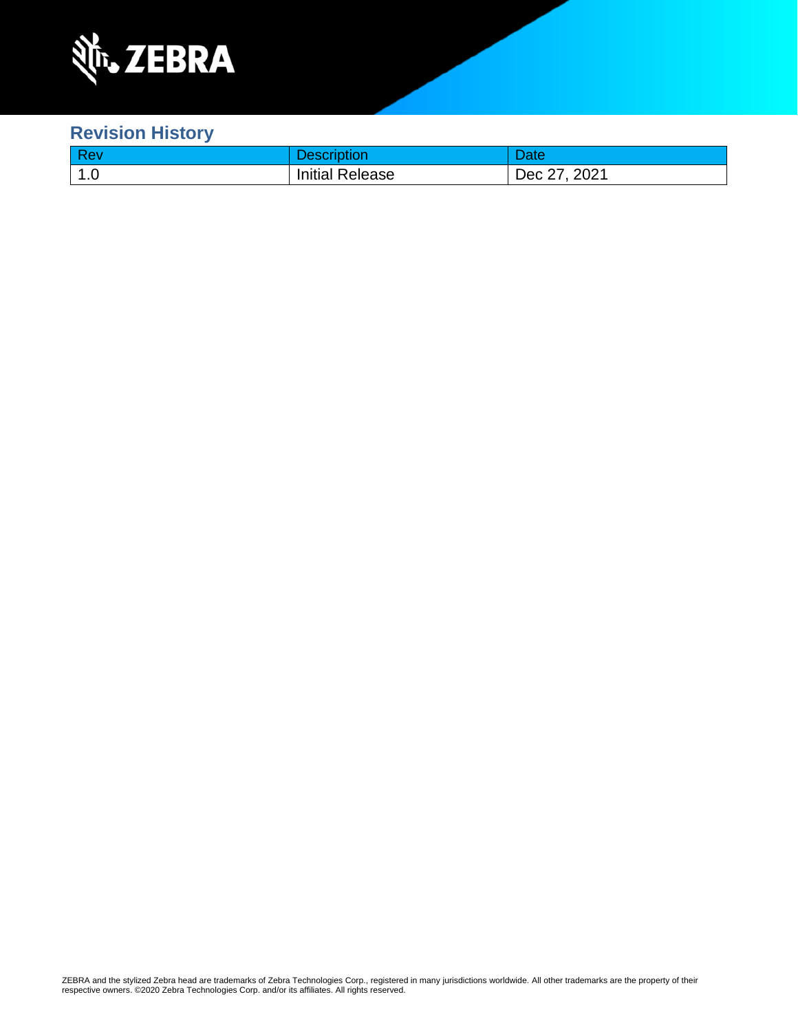## Revision History

| Rev | Description | Date |
|---|---|---|
| 1.0 | Initial Release | Dec 27, 2021 |

ZEBRA and the stylized Zebra head are trademarks of Zebra Technologies Corp., registered in many jurisdictions worldwide. All other trademarks are the property of their respective owners. ©2020 Zebra Technologies Corp. and/or its affiliates. All rights reserved.